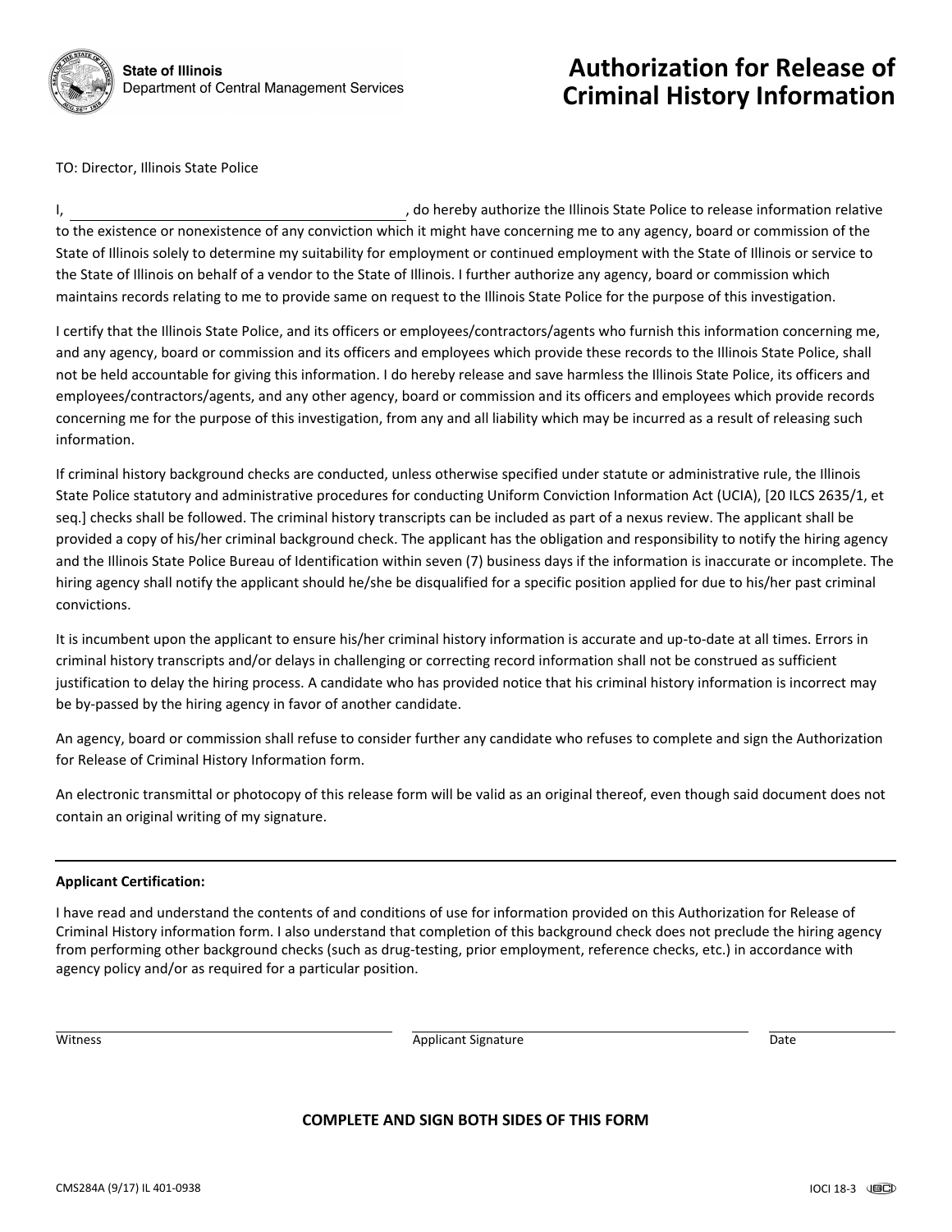State of Illinois
Department of Central Management Services

# Authorization for Release of Criminal History Information

TO: Director, Illinois State Police

I, \_\_\_\_\_\_\_\_\_\_\_\_\_\_\_\_\_\_\_\_\_\_\_\_\_\_\_\_\_\_\_\_\_\_\_\_\_\_, do hereby authorize the Illinois State Police to release information relative to the existence or nonexistence of any conviction which it might have concerning me to any agency, board or commission of the State of Illinois solely to determine my suitability for employment or continued employment with the State of Illinois or service to the State of Illinois on behalf of a vendor to the State of Illinois. I further authorize any agency, board or commission which maintains records relating to me to provide same on request to the Illinois State Police for the purpose of this investigation.

I certify that the Illinois State Police, and its officers or employees/contractors/agents who furnish this information concerning me, and any agency, board or commission and its officers and employees which provide these records to the Illinois State Police, shall not be held accountable for giving this information. I do hereby release and save harmless the Illinois State Police, its officers and employees/contractors/agents, and any other agency, board or commission and its officers and employees which provide records concerning me for the purpose of this investigation, from any and all liability which may be incurred as a result of releasing such information.

If criminal history background checks are conducted, unless otherwise specified under statute or administrative rule, the Illinois State Police statutory and administrative procedures for conducting Uniform Conviction Information Act (UCIA), [20 ILCS 2635/1, et seq.] checks shall be followed. The criminal history transcripts can be included as part of a nexus review. The applicant shall be provided a copy of his/her criminal background check. The applicant has the obligation and responsibility to notify the hiring agency and the Illinois State Police Bureau of Identification within seven (7) business days if the information is inaccurate or incomplete. The hiring agency shall notify the applicant should he/she be disqualified for a specific position applied for due to his/her past criminal convictions.

It is incumbent upon the applicant to ensure his/her criminal history information is accurate and up-to-date at all times. Errors in criminal history transcripts and/or delays in challenging or correcting record information shall not be construed as sufficient justification to delay the hiring process. A candidate who has provided notice that his criminal history information is incorrect may be by-passed by the hiring agency in favor of another candidate.

An agency, board or commission shall refuse to consider further any candidate who refuses to complete and sign the Authorization for Release of Criminal History Information form.

An electronic transmittal or photocopy of this release form will be valid as an original thereof, even though said document does not contain an original writing of my signature.

---

**Applicant Certification:**

I have read and understand the contents of and conditions of use for information provided on this Authorization for Release of Criminal History information form. I also understand that completion of this background check does not preclude the hiring agency from performing other background checks (such as drug-testing, prior employment, reference checks, etc.) in accordance with agency policy and/or as required for a particular position.

| \_\_\_\_\_\_\_\_\_\_\_\_\_\_\_\_\_\_\_\_ | \_\_\_\_\_\_\_\_\_\_\_\_\_\_\_\_\_\_\_\_ | \_\_\_\_\_\_\_\_\_\_ |
|---|---|---|
| Witness | Applicant Signature | Date |

**COMPLETE AND SIGN BOTH SIDES OF THIS FORM**

CMS284A (9/17) IL 401-0938

IOCI 18-3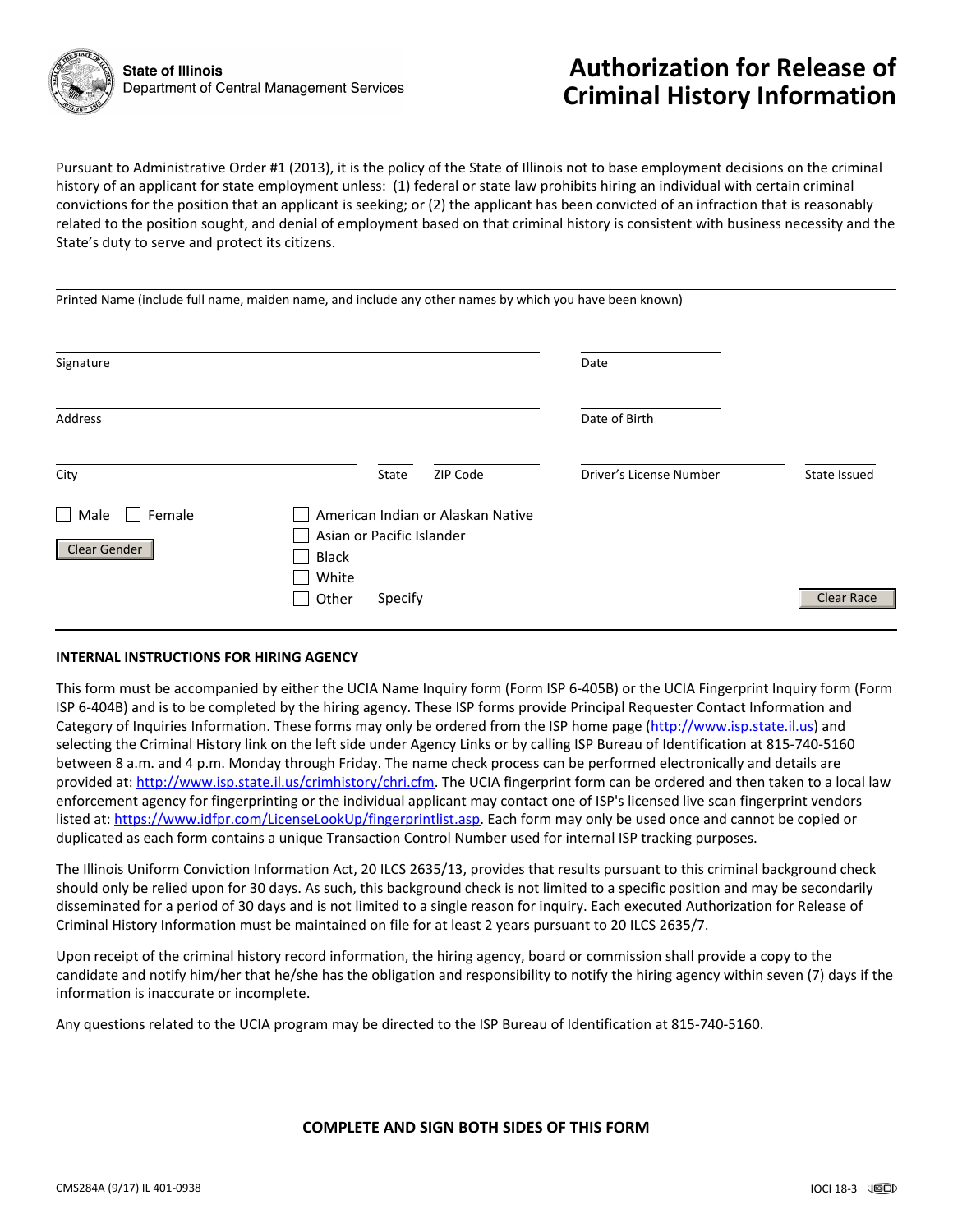State of Illinois
Department of Central Management Services

# Authorization for Release of Criminal History Information

Pursuant to Administrative Order #1 (2013), it is the policy of the State of Illinois not to base employment decisions on the criminal history of an applicant for state employment unless: (1) federal or state law prohibits hiring an individual with certain criminal convictions for the position that an applicant is seeking; or (2) the applicant has been convicted of an infraction that is reasonably related to the position sought, and denial of employment based on that criminal history is consistent with business necessity and the State's duty to serve and protect its citizens.

Printed Name (include full name, maiden name, and include any other names by which you have been known)

Signature &emsp;&emsp;&emsp;&emsp; Date

Address &emsp;&emsp;&emsp;&emsp; Date of Birth

City &emsp; State &emsp; ZIP Code &emsp;&emsp; Driver's License Number &emsp; State Issued

☐ Male ☐ Female

Clear Gender

☐ American Indian or Alaskan Native
☐ Asian or Pacific Islander
☐ Black
☐ White
☐ Other &emsp; Specify ____________

Clear Race

**INTERNAL INSTRUCTIONS FOR HIRING AGENCY**

This form must be accompanied by either the UCIA Name Inquiry form (Form ISP 6-405B) or the UCIA Fingerprint Inquiry form (Form ISP 6-404B) and is to be completed by the hiring agency. These ISP forms provide Principal Requester Contact Information and Category of Inquiries Information. These forms may only be ordered from the ISP home page (http://www.isp.state.il.us) and selecting the Criminal History link on the left side under Agency Links or by calling ISP Bureau of Identification at 815-740-5160 between 8 a.m. and 4 p.m. Monday through Friday. The name check process can be performed electronically and details are provided at: http://www.isp.state.il.us/crimhistory/chri.cfm. The UCIA fingerprint form can be ordered and then taken to a local law enforcement agency for fingerprinting or the individual applicant may contact one of ISP's licensed live scan fingerprint vendors listed at: https://www.idfpr.com/LicenseLookUp/fingerprintlist.asp. Each form may only be used once and cannot be copied or duplicated as each form contains a unique Transaction Control Number used for internal ISP tracking purposes.

The Illinois Uniform Conviction Information Act, 20 ILCS 2635/13, provides that results pursuant to this criminal background check should only be relied upon for 30 days. As such, this background check is not limited to a specific position and may be secondarily disseminated for a period of 30 days and is not limited to a single reason for inquiry. Each executed Authorization for Release of Criminal History Information must be maintained on file for at least 2 years pursuant to 20 ILCS 2635/7.

Upon receipt of the criminal history record information, the hiring agency, board or commission shall provide a copy to the candidate and notify him/her that he/she has the obligation and responsibility to notify the hiring agency within seven (7) days if the information is inaccurate or incomplete.

Any questions related to the UCIA program may be directed to the ISP Bureau of Identification at 815-740-5160.

**COMPLETE AND SIGN BOTH SIDES OF THIS FORM**

CMS284A (9/17) IL 401-0938 &emsp;&emsp; IOCI 18-3